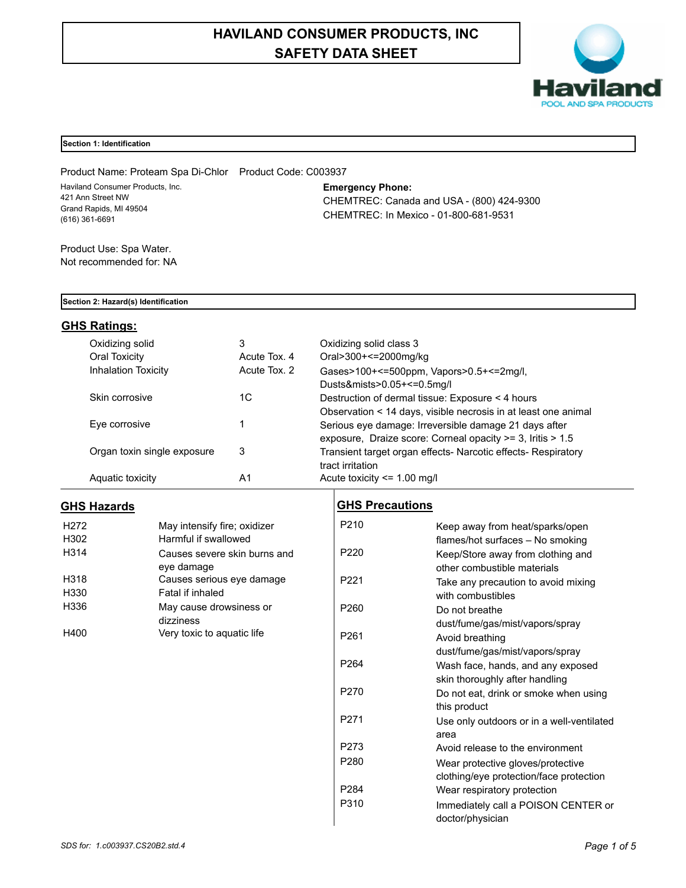# HAVILAND CONSUMER PRODUCTS, INC
# SAFETY DATA SHEET

Haviland
POOL AND SPA PRODUCTS

## Section 1: Identification

Product Name: Proteam Spa Di-Chlor  Product Code: C003937

Haviland Consumer Products, Inc.
421 Ann Street NW
Grand Rapids, MI 49504
(616) 361-6691

**Emergency Phone:**
CHEMTREC: Canada and USA - (800) 424-9300
CHEMTREC: In Mexico - 01-800-681-9531

Product Use: Spa Water.
Not recommended for: NA

## Section 2: Hazard(s) Identification

### GHS Ratings:

| | | |
|---|---|---|
| Oxidizing solid | 3 | Oxidizing solid class 3 |
| Oral Toxicity | Acute Tox. 4 | Oral>300+<=2000mg/kg |
| Inhalation Toxicity | Acute Tox. 2 | Gases>100+<=500ppm, Vapors>0.5+<=2mg/l, Dusts&mists>0.05+<=0.5mg/l |
| Skin corrosive | 1C | Destruction of dermal tissue: Exposure < 4 hours Observation < 14 days, visible necrosis in at least one animal |
| Eye corrosive | 1 | Serious eye damage: Irreversible damage 21 days after exposure, Draize score: Corneal opacity >= 3, Iritis > 1.5 |
| Organ toxin single exposure | 3 | Transient target organ effects- Narcotic effects- Respiratory tract irritation |
| Aquatic toxicity | A1 | Acute toxicity <= 1.00 mg/l |

### GHS Hazards

| | |
|---|---|
| H272 | May intensify fire; oxidizer |
| H302 | Harmful if swallowed |
| H314 | Causes severe skin burns and eye damage |
| H318 | Causes serious eye damage |
| H330 | Fatal if inhaled |
| H336 | May cause drowsiness or dizziness |
| H400 | Very toxic to aquatic life |

### GHS Precautions

| | |
|---|---|
| P210 | Keep away from heat/sparks/open flames/hot surfaces – No smoking |
| P220 | Keep/Store away from clothing and other combustible materials |
| P221 | Take any precaution to avoid mixing with combustibles |
| P260 | Do not breathe dust/fume/gas/mist/vapors/spray |
| P261 | Avoid breathing dust/fume/gas/mist/vapors/spray |
| P264 | Wash face, hands, and any exposed skin thoroughly after handling |
| P270 | Do not eat, drink or smoke when using this product |
| P271 | Use only outdoors or in a well-ventilated area |
| P273 | Avoid release to the environment |
| P280 | Wear protective gloves/protective clothing/eye protection/face protection |
| P284 | Wear respiratory protection |
| P310 | Immediately call a POISON CENTER or doctor/physician |

*SDS for: 1.c003937.CS20B2.std.4*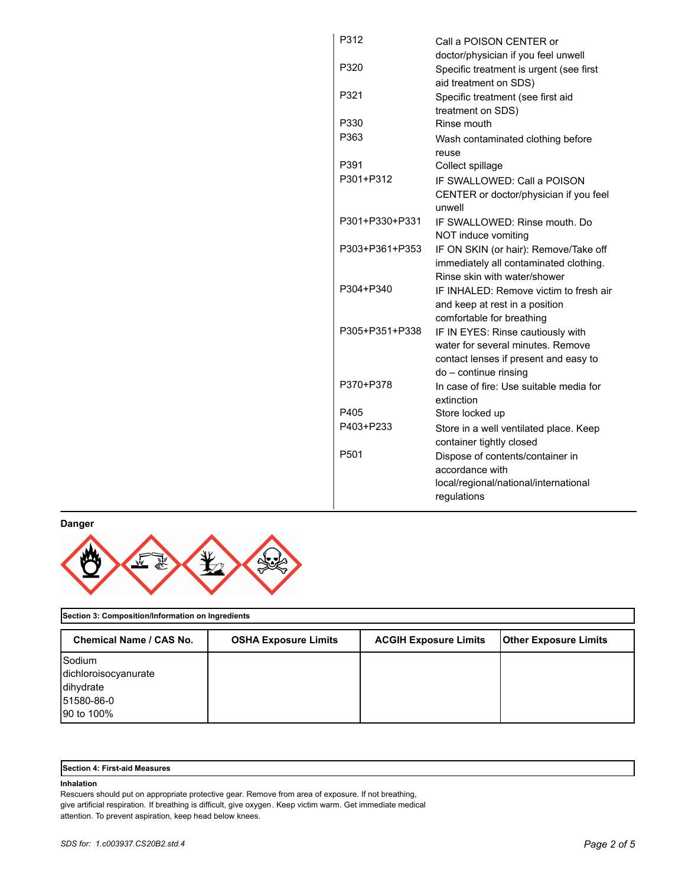| | |
|---|---|
| P312 | Call a POISON CENTER or doctor/physician if you feel unwell |
| P320 | Specific treatment is urgent (see first aid treatment on SDS) |
| P321 | Specific treatment (see first aid treatment on SDS) |
| P330 | Rinse mouth |
| P363 | Wash contaminated clothing before reuse |
| P391 | Collect spillage |
| P301+P312 | IF SWALLOWED: Call a POISON CENTER or doctor/physician if you feel unwell |
| P301+P330+P331 | IF SWALLOWED: Rinse mouth. Do NOT induce vomiting |
| P303+P361+P353 | IF ON SKIN (or hair): Remove/Take off immediately all contaminated clothing. Rinse skin with water/shower |
| P304+P340 | IF INHALED: Remove victim to fresh air and keep at rest in a position comfortable for breathing |
| P305+P351+P338 | IF IN EYES: Rinse cautiously with water for several minutes. Remove contact lenses if present and easy to do – continue rinsing |
| P370+P378 | In case of fire: Use suitable media for extinction |
| P405 | Store locked up |
| P403+P233 | Store in a well ventilated place. Keep container tightly closed |
| P501 | Dispose of contents/container in accordance with local/regional/national/international regulations |

**Danger**

## Section 3: Composition/Information on Ingredients

| Chemical Name / CAS No. | OSHA Exposure Limits | ACGIH Exposure Limits | Other Exposure Limits |
|---|---|---|---|
| Sodium dichloroisocyanurate dihydrate<br>51580-86-0<br>90 to 100% | | | |

## Section 4: First-aid Measures

**Inhalation**

Rescuers should put on appropriate protective gear. Remove from area of exposure. If not breathing, give artificial respiration. If breathing is difficult, give oxygen. Keep victim warm. Get immediate medical attention. To prevent aspiration, keep head below knees.

*SDS for: 1.c003937.CS20B2.std.4*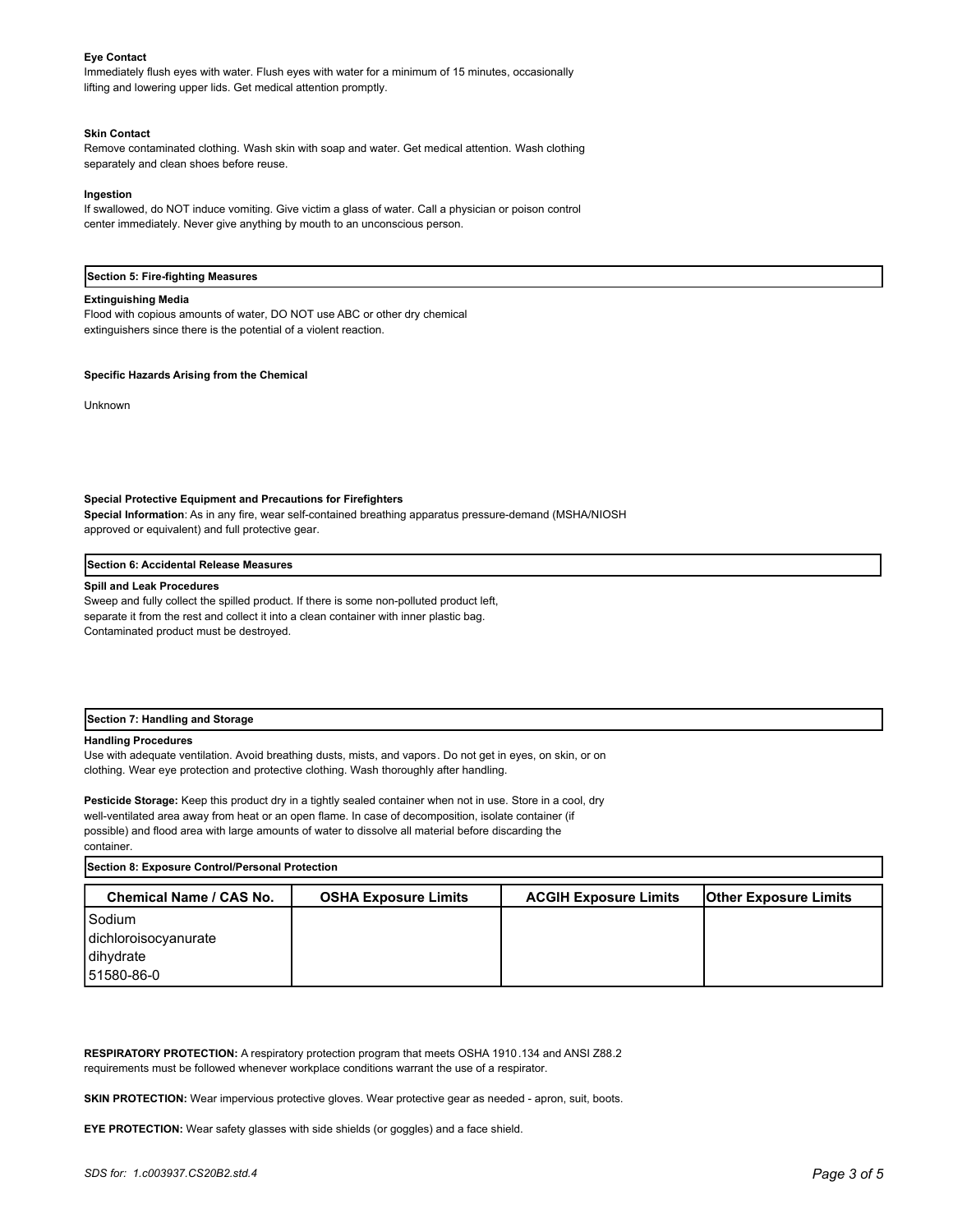**Eye Contact**

Immediately flush eyes with water. Flush eyes with water for a minimum of 15 minutes, occasionally lifting and lowering upper lids. Get medical attention promptly.

**Skin Contact**

Remove contaminated clothing. Wash skin with soap and water. Get medical attention. Wash clothing separately and clean shoes before reuse.

**Ingestion**

If swallowed, do NOT induce vomiting. Give victim a glass of water. Call a physician or poison control center immediately. Never give anything by mouth to an unconscious person.

## Section 5: Fire-fighting Measures

**Extinguishing Media**

Flood with copious amounts of water, DO NOT use ABC or other dry chemical extinguishers since there is the potential of a violent reaction.

**Specific Hazards Arising from the Chemical**

Unknown

**Special Protective Equipment and Precautions for Firefighters**

**Special Information**: As in any fire, wear self-contained breathing apparatus pressure-demand (MSHA/NIOSH approved or equivalent) and full protective gear.

## Section 6: Accidental Release Measures

**Spill and Leak Procedures**

Sweep and fully collect the spilled product. If there is some non-polluted product left, separate it from the rest and collect it into a clean container with inner plastic bag. Contaminated product must be destroyed.

## Section 7: Handling and Storage

**Handling Procedures**

Use with adequate ventilation. Avoid breathing dusts, mists, and vapors. Do not get in eyes, on skin, or on clothing. Wear eye protection and protective clothing. Wash thoroughly after handling.

**Pesticide Storage:** Keep this product dry in a tightly sealed container when not in use. Store in a cool, dry well-ventilated area away from heat or an open flame. In case of decomposition, isolate container (if possible) and flood area with large amounts of water to dissolve all material before discarding the container.

## Section 8: Exposure Control/Personal Protection

| Chemical Name / CAS No. | OSHA Exposure Limits | ACGIH Exposure Limits | Other Exposure Limits |
|---|---|---|---|
| Sodium dichloroisocyanurate dihydrate 51580-86-0 | | | |

**RESPIRATORY PROTECTION:** A respiratory protection program that meets OSHA 1910.134 and ANSI Z88.2 requirements must be followed whenever workplace conditions warrant the use of a respirator.

**SKIN PROTECTION:** Wear impervious protective gloves. Wear protective gear as needed - apron, suit, boots.

**EYE PROTECTION:** Wear safety glasses with side shields (or goggles) and a face shield.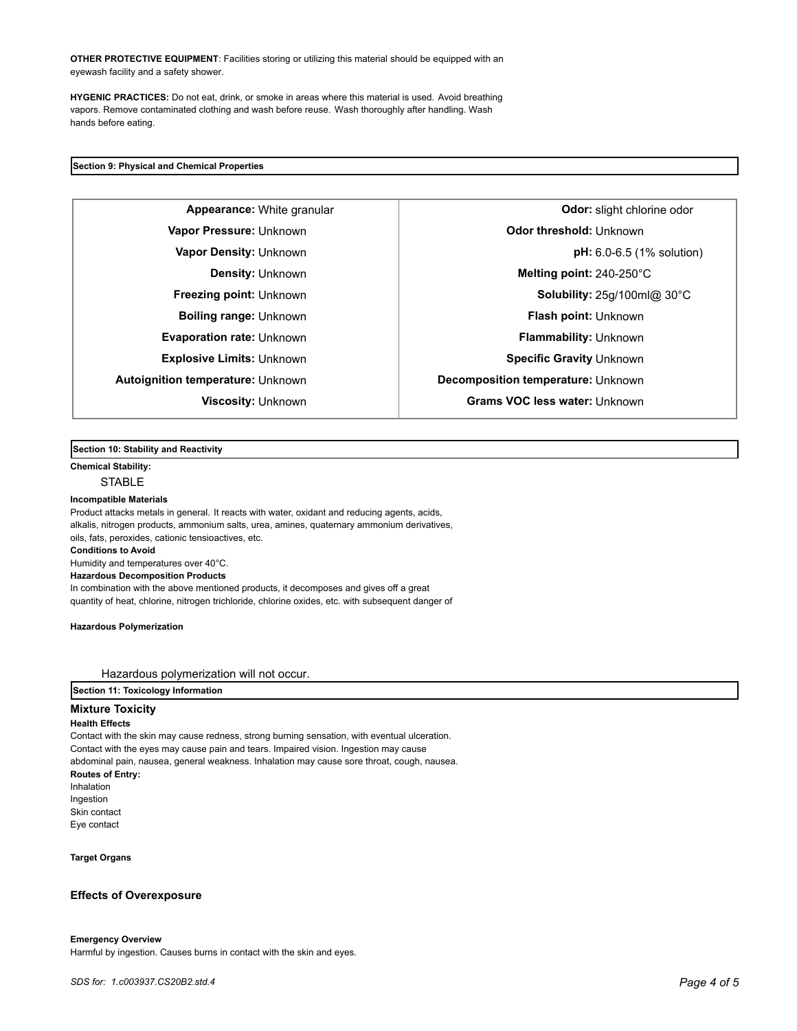**OTHER PROTECTIVE EQUIPMENT**: Facilities storing or utilizing this material should be equipped with an eyewash facility and a safety shower.

**HYGENIC PRACTICES:** Do not eat, drink, or smoke in areas where this material is used. Avoid breathing vapors. Remove contaminated clothing and wash before reuse. Wash thoroughly after handling. Wash hands before eating.

## Section 9: Physical and Chemical Properties

| | | | |
|---|---|---|---|
| **Appearance:** | White granular | **Odor:** | slight chlorine odor |
| **Vapor Pressure:** | Unknown | **Odor threshold:** | Unknown |
| **Vapor Density:** | Unknown | **pH:** | 6.0-6.5 (1% solution) |
| **Density:** | Unknown | **Melting point:** | 240-250°C |
| **Freezing point:** | Unknown | **Solubility:** | 25g/100ml@ 30°C |
| **Boiling range:** | Unknown | **Flash point:** | Unknown |
| **Evaporation rate:** | Unknown | **Flammability:** | Unknown |
| **Explosive Limits:** | Unknown | **Specific Gravity** | Unknown |
| **Autoignition temperature:** | Unknown | **Decomposition temperature:** | Unknown |
| **Viscosity:** | Unknown | **Grams VOC less water:** | Unknown |

## Section 10: Stability and Reactivity

**Chemical Stability:**

STABLE

**Incompatible Materials**

Product attacks metals in general. It reacts with water, oxidant and reducing agents, acids, alkalis, nitrogen products, ammonium salts, urea, amines, quaternary ammonium derivatives, oils, fats, peroxides, cationic tensioactives, etc.

**Conditions to Avoid**

Humidity and temperatures over 40°C.

**Hazardous Decomposition Products**

In combination with the above mentioned products, it decomposes and gives off a great quantity of heat, chlorine, nitrogen trichloride, chlorine oxides, etc. with subsequent danger of

**Hazardous Polymerization**

Hazardous polymerization will not occur.

## Section 11: Toxicology Information

### Mixture Toxicity

**Health Effects**

Contact with the skin may cause redness, strong burning sensation, with eventual ulceration. Contact with the eyes may cause pain and tears. Impaired vision. Ingestion may cause abdominal pain, nausea, general weakness. Inhalation may cause sore throat, cough, nausea.

**Routes of Entry:**

Inhalation
Ingestion
Skin contact
Eye contact

**Target Organs**

### Effects of Overexposure

**Emergency Overview**

Harmful by ingestion. Causes burns in contact with the skin and eyes.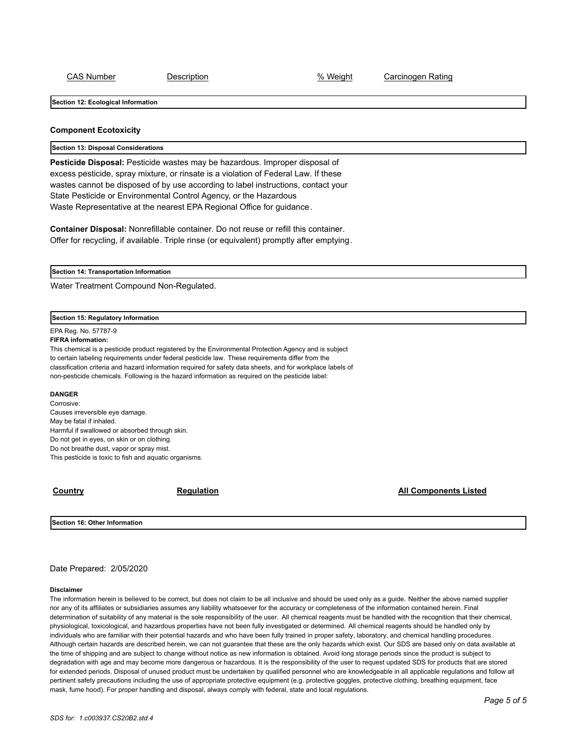| CAS Number | Description | % Weight | Carcinogen Rating |
|---|---|---|---|

## Section 12: Ecological Information

**Component Ecotoxicity**

## Section 13: Disposal Considerations

**Pesticide Disposal:** Pesticide wastes may be hazardous. Improper disposal of excess pesticide, spray mixture, or rinsate is a violation of Federal Law. If these wastes cannot be disposed of by use according to label instructions, contact your State Pesticide or Environmental Control Agency, or the Hazardous Waste Representative at the nearest EPA Regional Office for guidance.

**Container Disposal:** Nonrefillable container. Do not reuse or refill this container. Offer for recycling, if available. Triple rinse (or equivalent) promptly after emptying.

## Section 14: Transportation Information

Water Treatment Compound Non-Regulated.

## Section 15: Regulatory Information

EPA Reg. No. 57787-9

**FIFRA information:**

This chemical is a pesticide product registered by the Environmental Protection Agency and is subject to certain labeling requirements under federal pesticide law. These requirements differ from the classification criteria and hazard information required for safety data sheets, and for workplace labels of non-pesticide chemicals. Following is the hazard information as required on the pesticide label:

**DANGER**

Corrosive:
Causes irreversible eye damage.
May be fatal if inhaled.
Harmful if swallowed or absorbed through skin.
Do not get in eyes, on skin or on clothing.
Do not breathe dust, vapor or spray mist.
This pesticide is toxic to fish and aquatic organisms.

| **Country** | **Regulation** | **All Components Listed** |
|---|---|---|

## Section 16: Other Information

Date Prepared: 2/05/2020

**Disclaimer**

The information herein is believed to be correct, but does not claim to be all inclusive and should be used only as a guide. Neither the above named supplier nor any of its affiliates or subsidiaries assumes any liability whatsoever for the accuracy or completeness of the information contained herein. Final determination of suitability of any material is the sole responsibility of the user. All chemical reagents must be handled with the recognition that their chemical, physiological, toxicological, and hazardous properties have not been fully investigated or determined. All chemical reagents should be handled only by individuals who are familiar with their potential hazards and who have been fully trained in proper safety, laboratory, and chemical handling procedures. Although certain hazards are described herein, we can not guarantee that these are the only hazards which exist. Our SDS are based only on data available at the time of shipping and are subject to change without notice as new information is obtained. Avoid long storage periods since the product is subject to degradation with age and may become more dangerous or hazardous. It is the responsibility of the user to request updated SDS for products that are stored for extended periods. Disposal of unused product must be undertaken by qualified personnel who are knowledgeable in all applicable regulations and follow all pertinent safety precautions including the use of appropriate protective equipment (e.g. protective goggles, protective clothing, breathing equipment, face mask, fume hood). For proper handling and disposal, always comply with federal, state and local regulations.